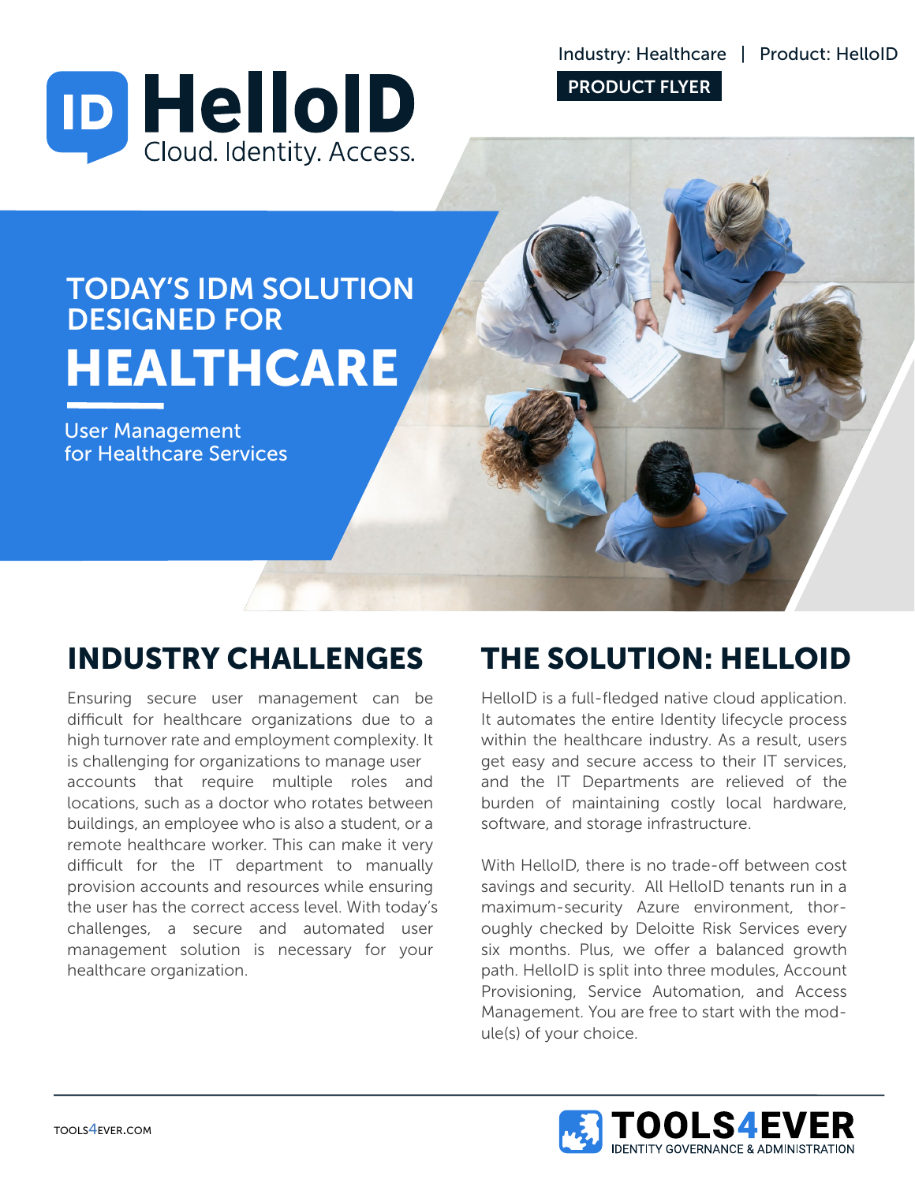Industry: Healthcare | Product: HelloID

**PRODUCT FLYER**

# HelloID

Cloud. Identity. Access.

## TODAY'S IDM SOLUTION DESIGNED FOR HEALTHCARE

User Management for Healthcare Services

## INDUSTRY CHALLENGES

Ensuring secure user management can be difficult for healthcare organizations due to a high turnover rate and employment complexity. It is challenging for organizations to manage user accounts that require multiple roles and locations, such as a doctor who rotates between buildings, an employee who is also a student, or a remote healthcare worker. This can make it very difficult for the IT department to manually provision accounts and resources while ensuring the user has the correct access level. With today's challenges, a secure and automated user management solution is necessary for your healthcare organization.

## THE SOLUTION: HELLOID

HelloID is a full-fledged native cloud application. It automates the entire Identity lifecycle process within the healthcare industry. As a result, users get easy and secure access to their IT services, and the IT Departments are relieved of the burden of maintaining costly local hardware, software, and storage infrastructure.

With HelloID, there is no trade-off between cost savings and security. All HelloID tenants run in a maximum-security Azure environment, thoroughly checked by Deloitte Risk Services every six months. Plus, we offer a balanced growth path. HelloID is split into three modules, Account Provisioning, Service Automation, and Access Management. You are free to start with the module(s) of your choice.

TOOLS4EVER.COM

TOOLS4EVER IDENTITY GOVERNANCE & ADMINISTRATION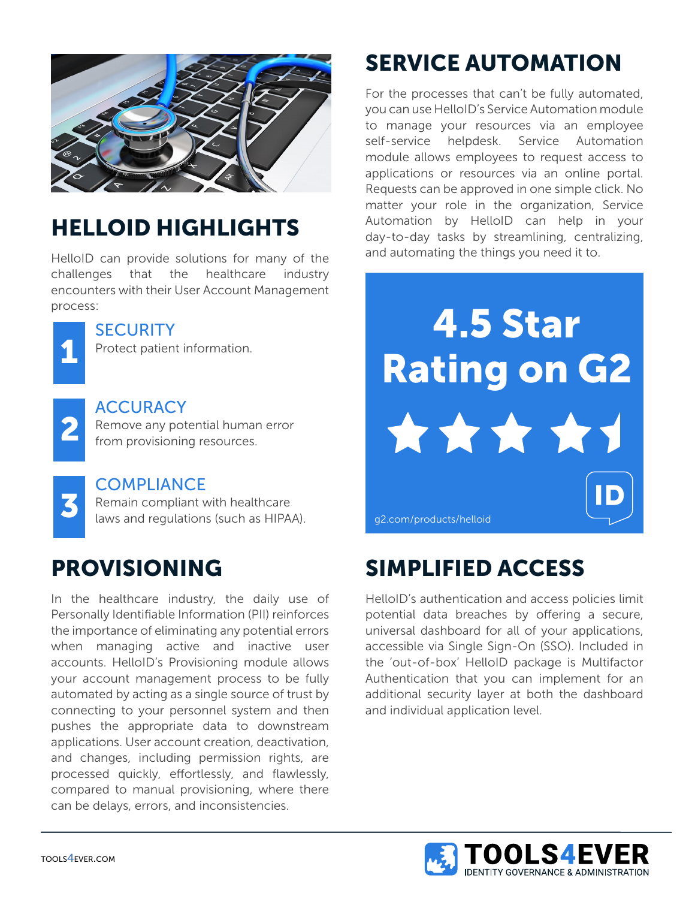## HELLOID HIGHLIGHTS

HelloID can provide solutions for many of the challenges that the healthcare industry encounters with their User Account Management process:

**1 SECURITY**
Protect patient information.

**2 ACCURACY**
Remove any potential human error from provisioning resources.

**3 COMPLIANCE**
Remain compliant with healthcare laws and regulations (such as HIPAA).

## PROVISIONING

In the healthcare industry, the daily use of Personally Identifiable Information (PII) reinforces the importance of eliminating any potential errors when managing active and inactive user accounts. HelloID's Provisioning module allows your account management process to be fully automated by acting as a single source of trust by connecting to your personnel system and then pushes the appropriate data to downstream applications. User account creation, deactivation, and changes, including permission rights, are processed quickly, effortlessly, and flawlessly, compared to manual provisioning, where there can be delays, errors, and inconsistencies.

## SERVICE AUTOMATION

For the processes that can't be fully automated, you can use HelloID's Service Automation module to manage your resources via an employee self-service helpdesk. Service Automation module allows employees to request access to applications or resources via an online portal. Requests can be approved in one simple click. No matter your role in the organization, Service Automation by HelloID can help in your day-to-day tasks by streamlining, centralizing, and automating the things you need it to.

**4.5 Star Rating on G2**

g2.com/products/helloid

## SIMPLIFIED ACCESS

HelloID's authentication and access policies limit potential data breaches by offering a secure, universal dashboard for all of your applications, accessible via Single Sign-On (SSO). Included in the 'out-of-box' HelloID package is Multifactor Authentication that you can implement for an additional security layer at both the dashboard and individual application level.

TOOLS4EVER.COM

TOOLS4EVER IDENTITY GOVERNANCE & ADMINISTRATION